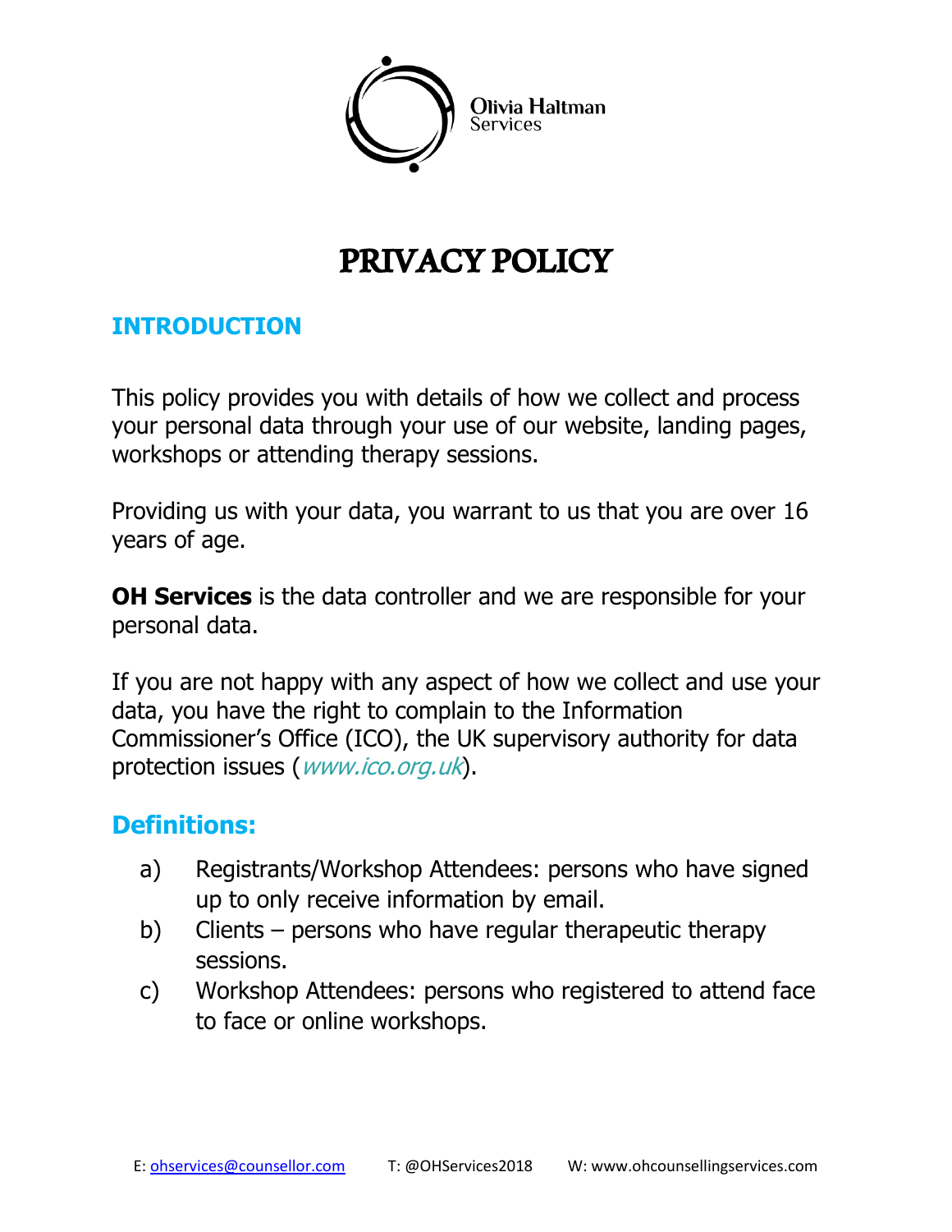Olivia Haltman Services

# PRIVACY POLICY

## INTRODUCTION

This policy provides you with details of how we collect and process your personal data through your use of our website, landing pages, workshops or attending therapy sessions.

Providing us with your data, you warrant to us that you are over 16 years of age.

**OH Services** is the data controller and we are responsible for your personal data.

If you are not happy with any aspect of how we collect and use your data, you have the right to complain to the Information Commissioner's Office (ICO), the UK supervisory authority for data protection issues (*www.ico.org.uk*).

## Definitions:

a) Registrants/Workshop Attendees: persons who have signed up to only receive information by email.
b) Clients – persons who have regular therapeutic therapy sessions.
c) Workshop Attendees: persons who registered to attend face to face or online workshops.

E: ohservices@counsellor.com T: @OHServices2018 W: www.ohcounsellingservices.com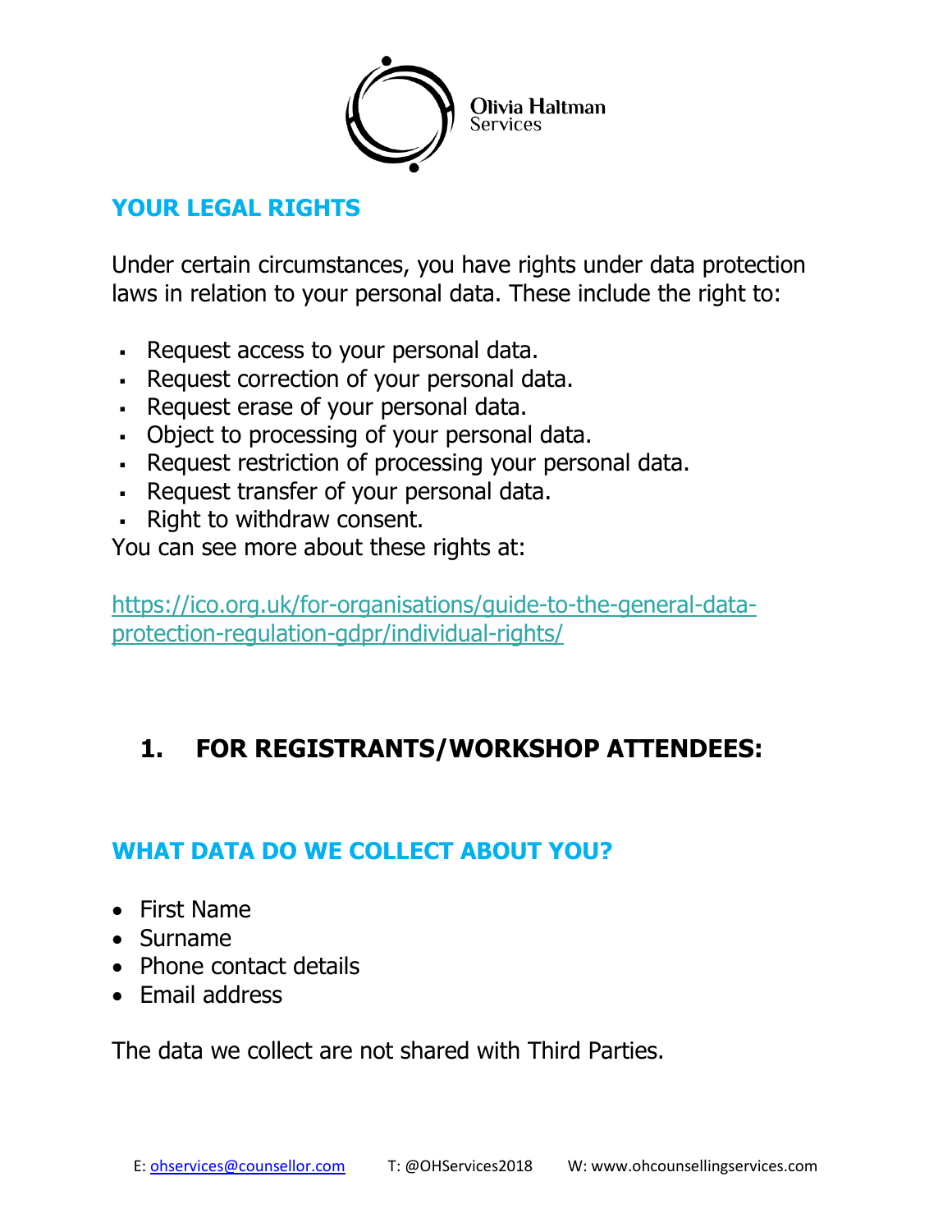## YOUR LEGAL RIGHTS

Under certain circumstances, you have rights under data protection laws in relation to your personal data. These include the right to:

- Request access to your personal data.
- Request correction of your personal data.
- Request erase of your personal data.
- Object to processing of your personal data.
- Request restriction of processing your personal data.
- Request transfer of your personal data.
- Right to withdraw consent.

You can see more about these rights at:

https://ico.org.uk/for-organisations/guide-to-the-general-data-protection-regulation-gdpr/individual-rights/

# 1. FOR REGISTRANTS/WORKSHOP ATTENDEES:

## WHAT DATA DO WE COLLECT ABOUT YOU?

- First Name
- Surname
- Phone contact details
- Email address

The data we collect are not shared with Third Parties.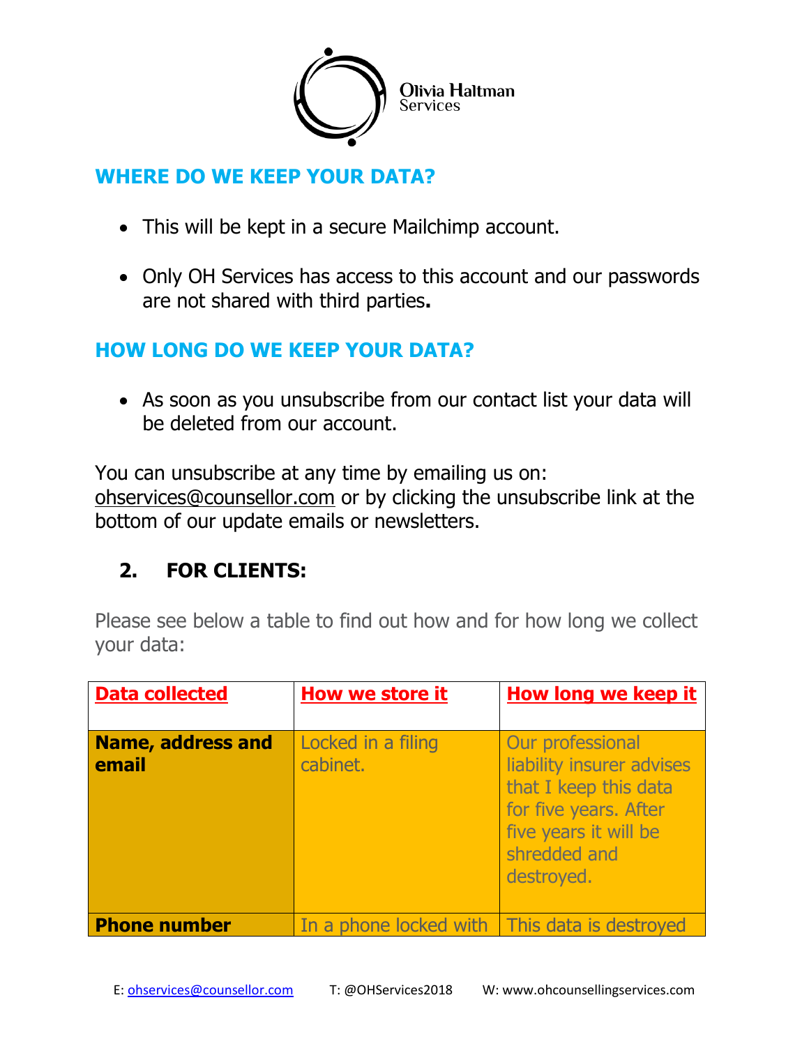## WHERE DO WE KEEP YOUR DATA?

- This will be kept in a secure Mailchimp account.
- Only OH Services has access to this account and our passwords are not shared with third parties**.**

## HOW LONG DO WE KEEP YOUR DATA?

- As soon as you unsubscribe from our contact list your data will be deleted from our account.

You can unsubscribe at any time by emailing us on: ohservices@counsellor.com or by clicking the unsubscribe link at the bottom of our update emails or newsletters.

## 2. FOR CLIENTS:

Please see below a table to find out how and for how long we collect your data:

| Data collected | How we store it | How long we keep it |
|---|---|---|
| **Name, address and email** | Locked in a filing cabinet. | Our professional liability insurer advises that I keep this data for five years. After five years it will be shredded and destroyed. |
| **Phone number** | In a phone locked with | This data is destroyed |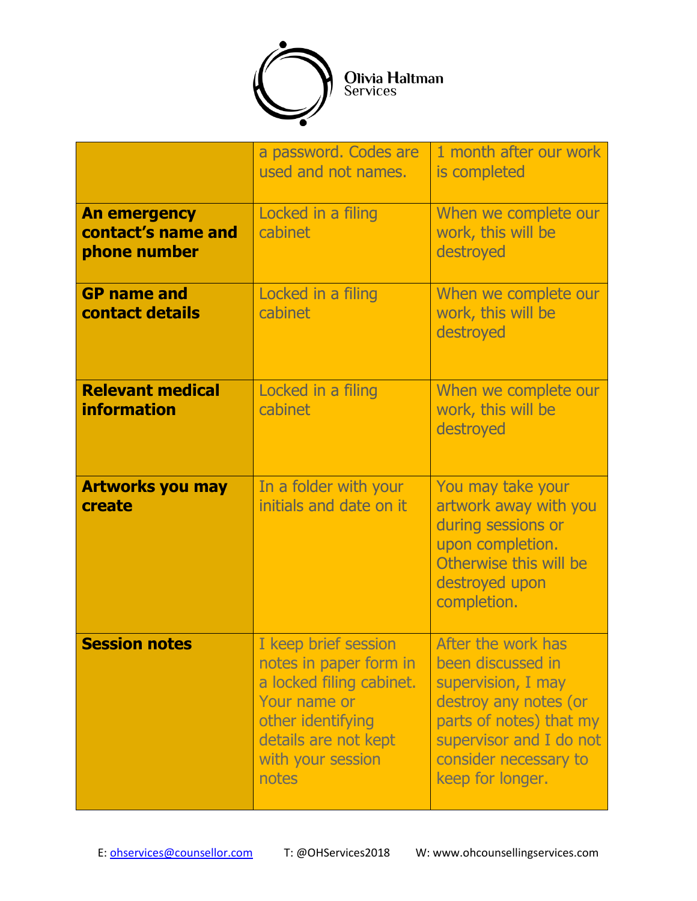Olivia Haltman Services

| | | |
|---|---|---|
| | a password. Codes are used and not names. | 1 month after our work is completed |
| **An emergency contact's name and phone number** | Locked in a filing cabinet | When we complete our work, this will be destroyed |
| **GP name and contact details** | Locked in a filing cabinet | When we complete our work, this will be destroyed |
| **Relevant medical information** | Locked in a filing cabinet | When we complete our work, this will be destroyed |
| **Artworks you may create** | In a folder with your initials and date on it | You may take your artwork away with you during sessions or upon completion. Otherwise this will be destroyed upon completion. |
| **Session notes** | I keep brief session notes in paper form in a locked filing cabinet. Your name or other identifying details are not kept with your session notes | After the work has been discussed in supervision, I may destroy any notes (or parts of notes) that my supervisor and I do not consider necessary to keep for longer. |

E: ohservices@counsellor.com T: @OHServices2018 W: www.ohcounsellingservices.com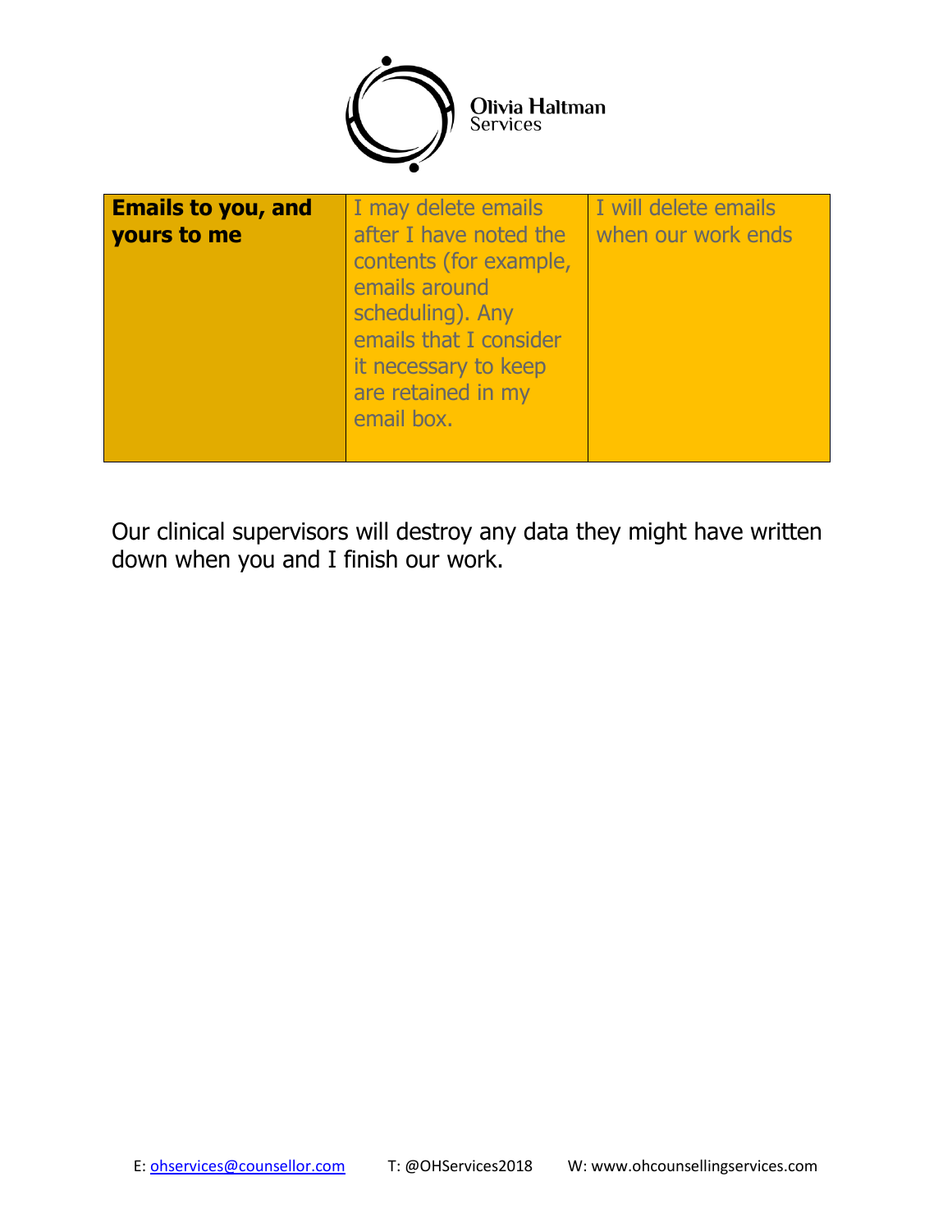| | | |
|---|---|---|
| **Emails to you, and yours to me** | I may delete emails after I have noted the contents (for example, emails around scheduling). Any emails that I consider it necessary to keep are retained in my email box. | I will delete emails when our work ends |

Our clinical supervisors will destroy any data they might have written down when you and I finish our work.